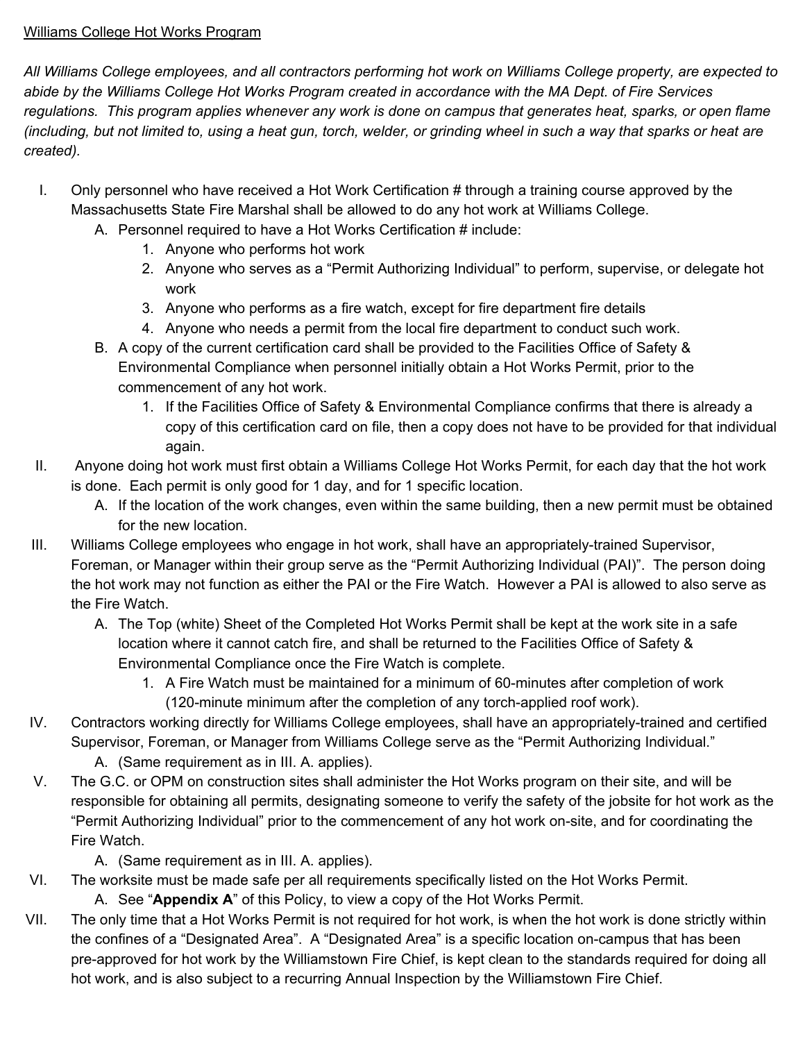Williams College Hot Works Program

*All Williams College employees, and all contractors performing hot work on Williams College property, are expected to abide by the Williams College Hot Works Program created in accordance with the MA Dept. of Fire Services regulations. This program applies whenever any work is done on campus that generates heat, sparks, or open flame (including, but not limited to, using a heat gun, torch, welder, or grinding wheel in such a way that sparks or heat are created).*

I. Only personnel who have received a Hot Work Certification # through a training course approved by the Massachusetts State Fire Marshal shall be allowed to do any hot work at Williams College.
   A. Personnel required to have a Hot Works Certification # include:
      1. Anyone who performs hot work
      2. Anyone who serves as a "Permit Authorizing Individual" to perform, supervise, or delegate hot work
      3. Anyone who performs as a fire watch, except for fire department fire details
      4. Anyone who needs a permit from the local fire department to conduct such work.
   B. A copy of the current certification card shall be provided to the Facilities Office of Safety & Environmental Compliance when personnel initially obtain a Hot Works Permit, prior to the commencement of any hot work.
      1. If the Facilities Office of Safety & Environmental Compliance confirms that there is already a copy of this certification card on file, then a copy does not have to be provided for that individual again.

II. Anyone doing hot work must first obtain a Williams College Hot Works Permit, for each day that the hot work is done. Each permit is only good for 1 day, and for 1 specific location.
   A. If the location of the work changes, even within the same building, then a new permit must be obtained for the new location.

III. Williams College employees who engage in hot work, shall have an appropriately-trained Supervisor, Foreman, or Manager within their group serve as the "Permit Authorizing Individual (PAI)". The person doing the hot work may not function as either the PAI or the Fire Watch. However a PAI is allowed to also serve as the Fire Watch.
   A. The Top (white) Sheet of the Completed Hot Works Permit shall be kept at the work site in a safe location where it cannot catch fire, and shall be returned to the Facilities Office of Safety & Environmental Compliance once the Fire Watch is complete.
      1. A Fire Watch must be maintained for a minimum of 60-minutes after completion of work (120-minute minimum after the completion of any torch-applied roof work).

IV. Contractors working directly for Williams College employees, shall have an appropriately-trained and certified Supervisor, Foreman, or Manager from Williams College serve as the "Permit Authorizing Individual."
   A. (Same requirement as in III. A. applies).

V. The G.C. or OPM on construction sites shall administer the Hot Works program on their site, and will be responsible for obtaining all permits, designating someone to verify the safety of the jobsite for hot work as the "Permit Authorizing Individual" prior to the commencement of any hot work on-site, and for coordinating the Fire Watch.
   A. (Same requirement as in III. A. applies).

VI. The worksite must be made safe per all requirements specifically listed on the Hot Works Permit.
   A. See "**Appendix A**" of this Policy, to view a copy of the Hot Works Permit.

VII. The only time that a Hot Works Permit is not required for hot work, is when the hot work is done strictly within the confines of a "Designated Area". A "Designated Area" is a specific location on-campus that has been pre-approved for hot work by the Williamstown Fire Chief, is kept clean to the standards required for doing all hot work, and is also subject to a recurring Annual Inspection by the Williamstown Fire Chief.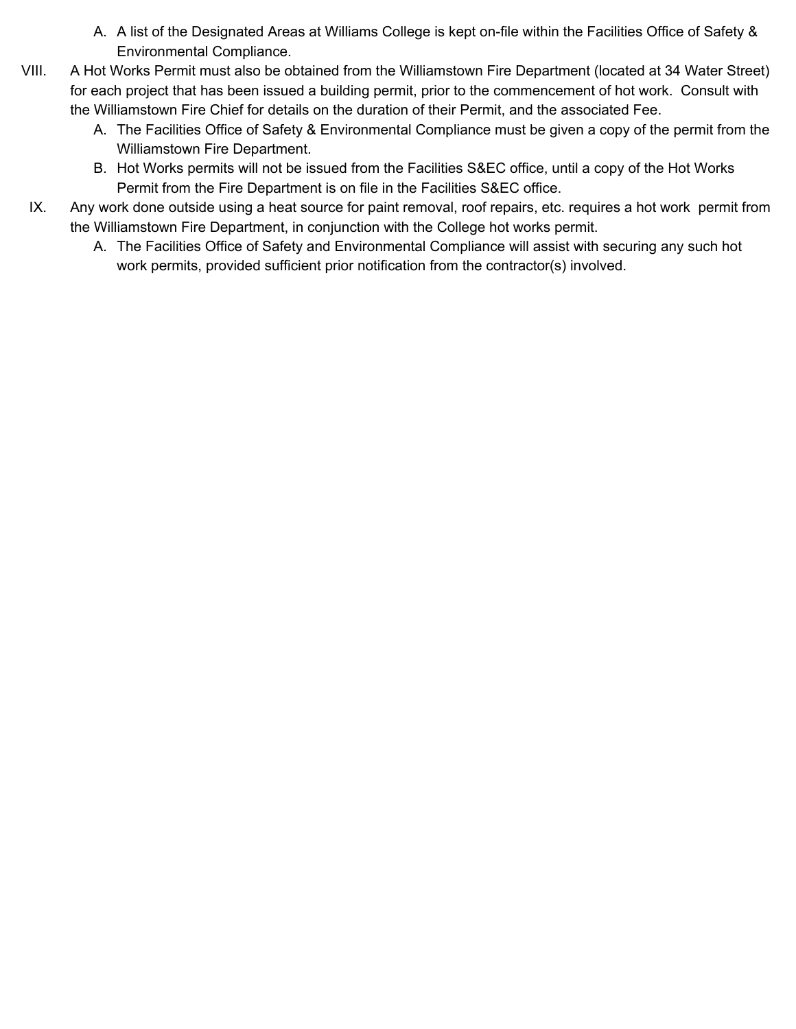A. A list of the Designated Areas at Williams College is kept on-file within the Facilities Office of Safety & Environmental Compliance.

VIII. A Hot Works Permit must also be obtained from the Williamstown Fire Department (located at 34 Water Street) for each project that has been issued a building permit, prior to the commencement of hot work. Consult with the Williamstown Fire Chief for details on the duration of their Permit, and the associated Fee.

   A. The Facilities Office of Safety & Environmental Compliance must be given a copy of the permit from the Williamstown Fire Department.

   B. Hot Works permits will not be issued from the Facilities S&EC office, until a copy of the Hot Works Permit from the Fire Department is on file in the Facilities S&EC office.

IX. Any work done outside using a heat source for paint removal, roof repairs, etc. requires a hot work permit from the Williamstown Fire Department, in conjunction with the College hot works permit.

   A. The Facilities Office of Safety and Environmental Compliance will assist with securing any such hot work permits, provided sufficient prior notification from the contractor(s) involved.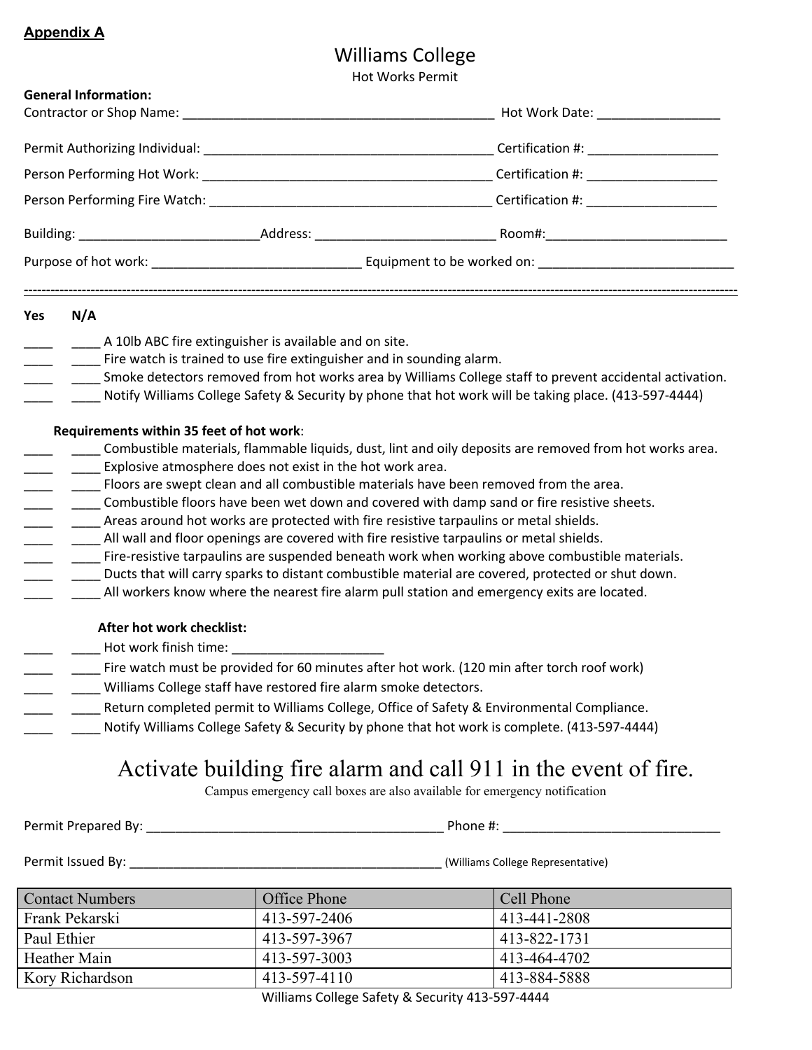**Appendix A**

# Williams College

Hot Works Permit

**General Information:**

Contractor or Shop Name: ____________________________________________ Hot Work Date: _________________

Permit Authorizing Individual: _________________________________________ Certification #: __________________

Person Performing Hot Work: _________________________________________ Certification #: __________________

Person Performing Fire Watch: ________________________________________ Certification #: __________________

Building: _________________________Address: _________________________ Room#:_________________________

Purpose of hot work: _____________________________ Equipment to be worked on: ___________________________

---

**Yes** **N/A**

____ ____ A 10lb ABC fire extinguisher is available and on site.
____ ____ Fire watch is trained to use fire extinguisher and in sounding alarm.
____ ____ Smoke detectors removed from hot works area by Williams College staff to prevent accidental activation.
____ ____ Notify Williams College Safety & Security by phone that hot work will be taking place. (413-597-4444)

**Requirements within 35 feet of hot work**:

____ ____ Combustible materials, flammable liquids, dust, lint and oily deposits are removed from hot works area.
____ ____ Explosive atmosphere does not exist in the hot work area.
____ ____ Floors are swept clean and all combustible materials have been removed from the area.
____ ____ Combustible floors have been wet down and covered with damp sand or fire resistive sheets.
____ ____ Areas around hot works are protected with fire resistive tarpaulins or metal shields.
____ ____ All wall and floor openings are covered with fire resistive tarpaulins or metal shields.
____ ____ Fire-resistive tarpaulins are suspended beneath work when working above combustible materials.
____ ____ Ducts that will carry sparks to distant combustible material are covered, protected or shut down.
____ ____ All workers know where the nearest fire alarm pull station and emergency exits are located.

**After hot work checklist:**

____ ____ Hot work finish time: _____________________
____ ____ Fire watch must be provided for 60 minutes after hot work. (120 min after torch roof work)
____ ____ Williams College staff have restored fire alarm smoke detectors.
____ ____ Return completed permit to Williams College, Office of Safety & Environmental Compliance.
____ ____ Notify Williams College Safety & Security by phone that hot work is complete. (413-597-4444)

## Activate building fire alarm and call 911 in the event of fire.

Campus emergency call boxes are also available for emergency notification

Permit Prepared By: _________________________________________ Phone #: ______________________________

Permit Issued By: ____________________________________________ (Williams College Representative)

| Contact Numbers | Office Phone | Cell Phone |
|---|---|---|
| Frank Pekarski | 413-597-2406 | 413-441-2808 |
| Paul Ethier | 413-597-3967 | 413-822-1731 |
| Heather Main | 413-597-3003 | 413-464-4702 |
| Kory Richardson | 413-597-4110 | 413-884-5888 |

Williams College Safety & Security 413-597-4444